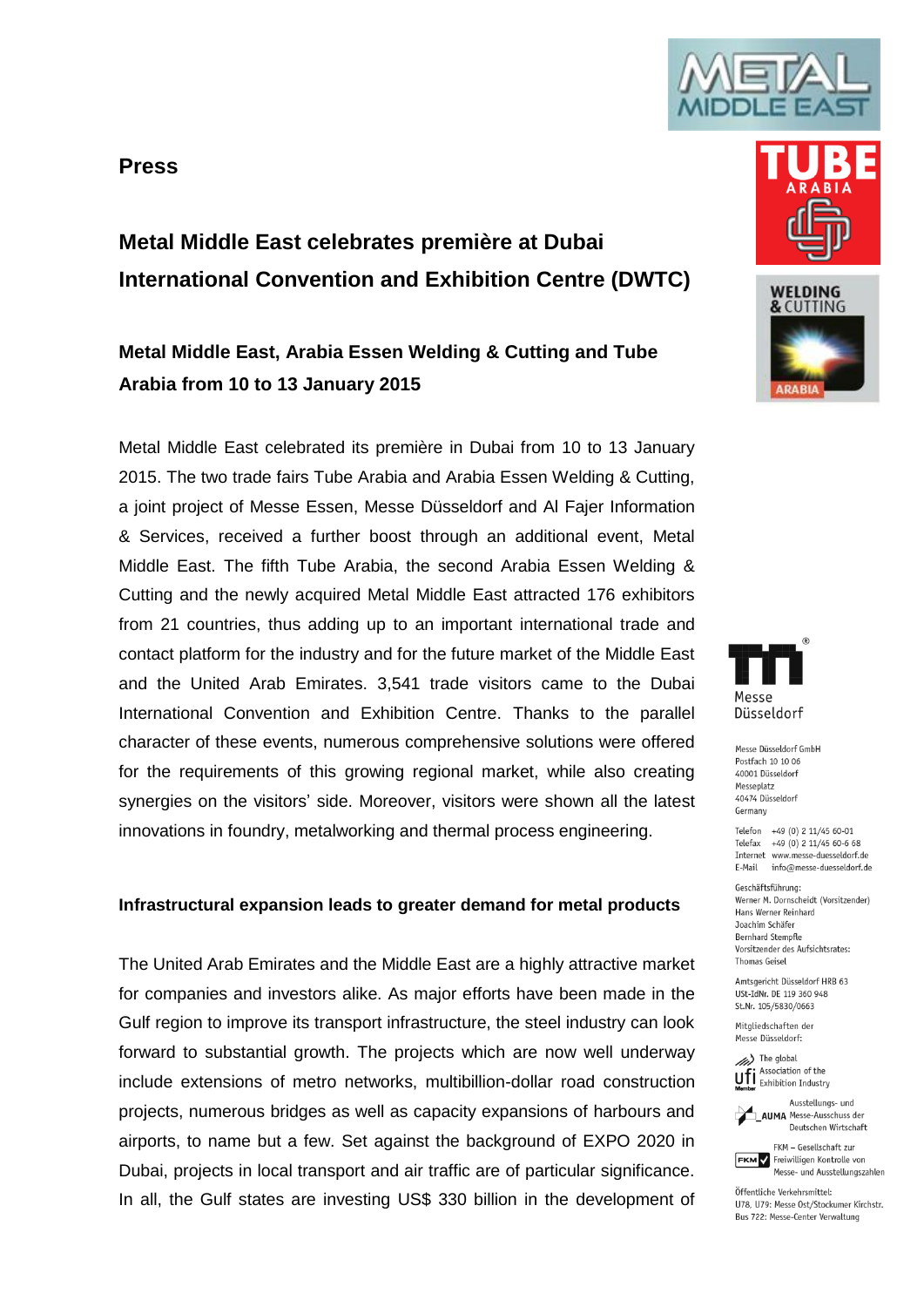**Press**

# Metal Middle East celebrates première at Dubai International Convention and Exhibition Centre (DWTC)

## Metal Middle East, Arabia Essen Welding & Cutting and Tube Arabia from 10 to 13 January 2015

Metal Middle East celebrated its première in Dubai from 10 to 13 January 2015. The two trade fairs Tube Arabia and Arabia Essen Welding & Cutting, a joint project of Messe Essen, Messe Düsseldorf and Al Fajer Information & Services, received a further boost through an additional event, Metal Middle East. The fifth Tube Arabia, the second Arabia Essen Welding & Cutting and the newly acquired Metal Middle East attracted 176 exhibitors from 21 countries, thus adding up to an important international trade and contact platform for the industry and for the future market of the Middle East and the United Arab Emirates. 3,541 trade visitors came to the Dubai International Convention and Exhibition Centre. Thanks to the parallel character of these events, numerous comprehensive solutions were offered for the requirements of this growing regional market, while also creating synergies on the visitors' side. Moreover, visitors were shown all the latest innovations in foundry, metalworking and thermal process engineering.

### Infrastructural expansion leads to greater demand for metal products

The United Arab Emirates and the Middle East are a highly attractive market for companies and investors alike. As major efforts have been made in the Gulf region to improve its transport infrastructure, the steel industry can look forward to substantial growth. The projects which are now well underway include extensions of metro networks, multibillion-dollar road construction projects, numerous bridges as well as capacity expansions of harbours and airports, to name but a few. Set against the background of EXPO 2020 in Dubai, projects in local transport and air traffic are of particular significance. In all, the Gulf states are investing US$ 330 billion in the development of

Messe Düsseldorf

Messe Düsseldorf GmbH
Postfach 10 10 06
40001 Düsseldorf
Messeplatz
40474 Düsseldorf
Germany

Telefon +49 (0) 2 11/45 60-01
Telefax +49 (0) 2 11/45 60-6 68
Internet www.messe-duesseldorf.de
E-Mail info@messe-duesseldorf.de

Geschäftsführung:
Werner M. Dornscheidt (Vorsitzender)
Hans Werner Reinhard
Joachim Schäfer
Bernhard Stempfle
Vorsitzender des Aufsichtsrates:
Thomas Geisel

Amtsgericht Düsseldorf HRB 63
USt-IdNr. DE 119 360 948
St.Nr. 105/5830/0663

Mitgliedschaften der
Messe Düsseldorf:

ufi Member – The global Association of the Exhibition Industry

AUMA – Ausstellungs- und Messe-Ausschuss der Deutschen Wirtschaft

FKM – Gesellschaft zur Freiwilligen Kontrolle von Messe- und Ausstellungszahlen

Öffentliche Verkehrsmittel:
U78, U79: Messe Ost/Stockumer Kirchstr.
Bus 722: Messe-Center Verwaltung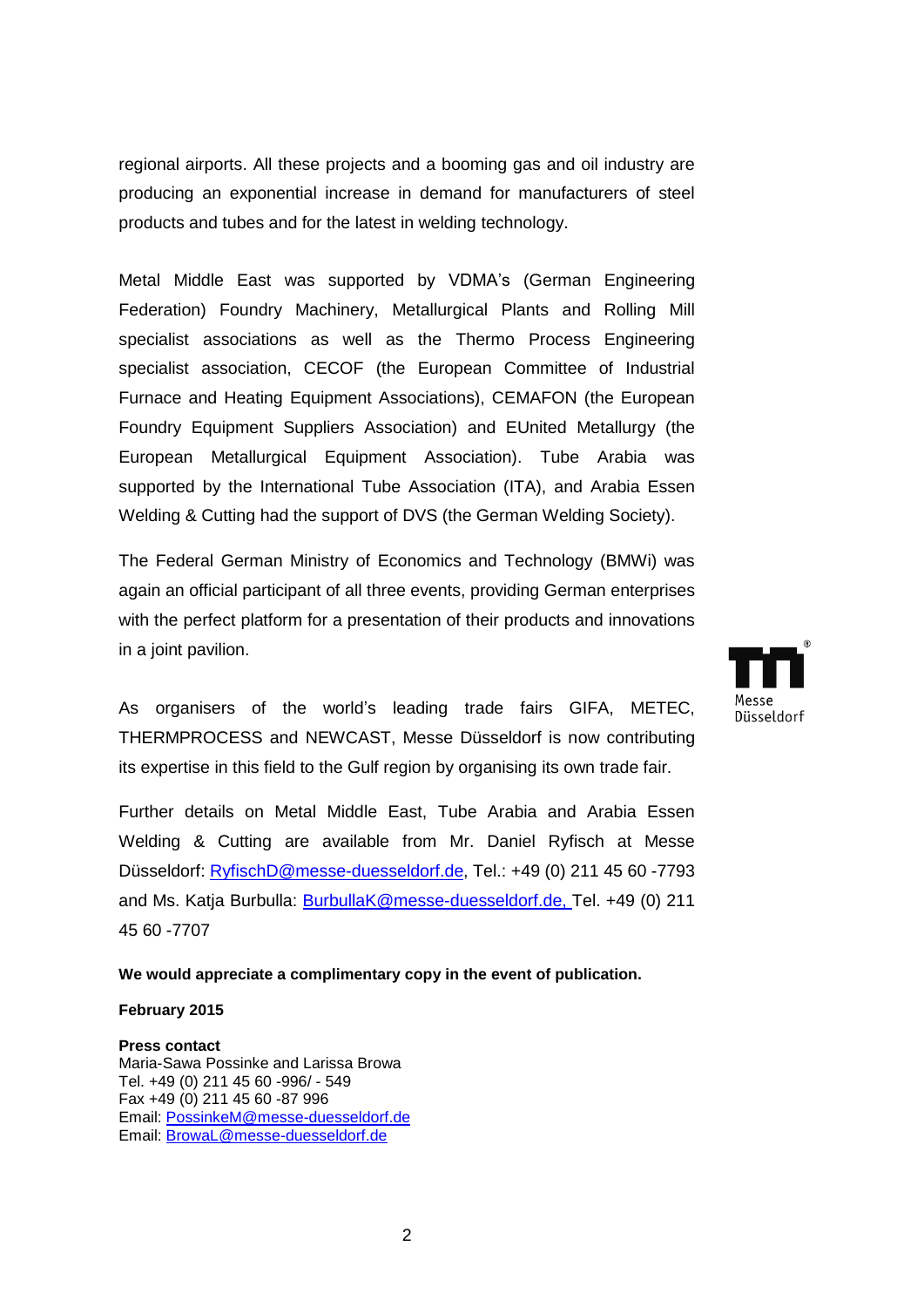regional airports. All these projects and a booming gas and oil industry are producing an exponential increase in demand for manufacturers of steel products and tubes and for the latest in welding technology.

Metal Middle East was supported by VDMA's (German Engineering Federation) Foundry Machinery, Metallurgical Plants and Rolling Mill specialist associations as well as the Thermo Process Engineering specialist association, CECOF (the European Committee of Industrial Furnace and Heating Equipment Associations), CEMAFON (the European Foundry Equipment Suppliers Association) and EUnited Metallurgy (the European Metallurgical Equipment Association). Tube Arabia was supported by the International Tube Association (ITA), and Arabia Essen Welding & Cutting had the support of DVS (the German Welding Society).

The Federal German Ministry of Economics and Technology (BMWi) was again an official participant of all three events, providing German enterprises with the perfect platform for a presentation of their products and innovations in a joint pavilion.

As organisers of the world's leading trade fairs GIFA, METEC, THERMPROCESS and NEWCAST, Messe Düsseldorf is now contributing its expertise in this field to the Gulf region by organising its own trade fair.

Further details on Metal Middle East, Tube Arabia and Arabia Essen Welding & Cutting are available from Mr. Daniel Ryfisch at Messe Düsseldorf: RyfischD@messe-duesseldorf.de, Tel.: +49 (0) 211 45 60 -7793 and Ms. Katja Burbulla: BurbullaK@messe-duesseldorf.de, Tel. +49 (0) 211 45 60 -7707

**We would appreciate a complimentary copy in the event of publication.**

**February 2015**

**Press contact**
Maria-Sawa Possinke and Larissa Browa
Tel. +49 (0) 211 45 60 -996/ - 549
Fax +49 (0) 211 45 60 -87 996
Email: PossinkeM@messe-duesseldorf.de
Email: BrowaL@messe-duesseldorf.de